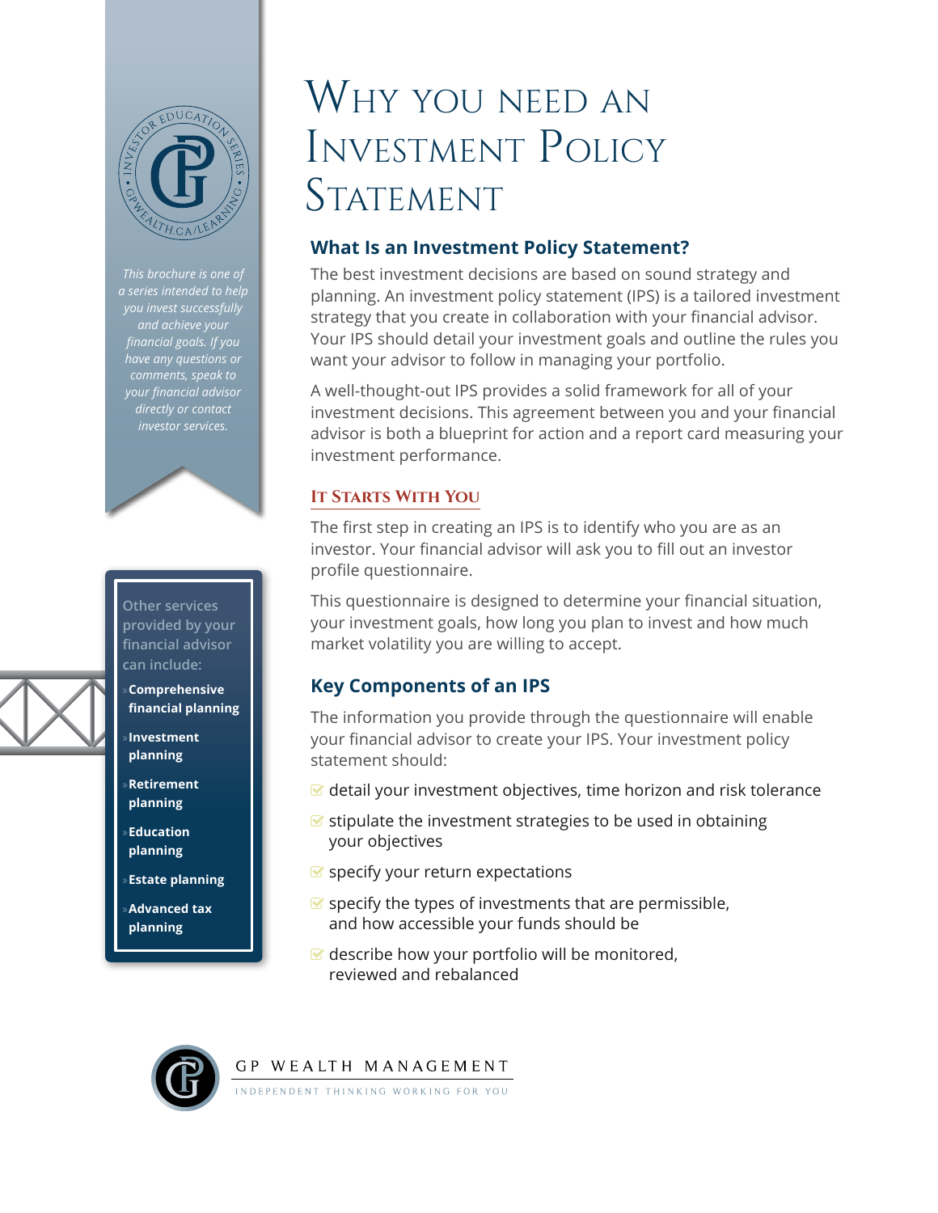# Why you need an Investment Policy Statement

## What Is an Investment Policy Statement?

The best investment decisions are based on sound strategy and planning. An investment policy statement (IPS) is a tailored investment strategy that you create in collaboration with your financial advisor. Your IPS should detail your investment goals and outline the rules you want your advisor to follow in managing your portfolio.

A well-thought-out IPS provides a solid framework for all of your investment decisions. This agreement between you and your financial advisor is both a blueprint for action and a report card measuring your investment performance.

### It Starts With You

The first step in creating an IPS is to identify who you are as an investor. Your financial advisor will ask you to fill out an investor profile questionnaire.

This questionnaire is designed to determine your financial situation, your investment goals, how long you plan to invest and how much market volatility you are willing to accept.

## Key Components of an IPS

The information you provide through the questionnaire will enable your financial advisor to create your IPS. Your investment policy statement should:

- detail your investment objectives, time horizon and risk tolerance
- stipulate the investment strategies to be used in obtaining your objectives
- specify your return expectations
- specify the types of investments that are permissible, and how accessible your funds should be
- describe how your portfolio will be monitored, reviewed and rebalanced

*This brochure is one of a series intended to help you invest successfully and achieve your financial goals. If you have any questions or comments, speak to your financial advisor directly or contact investor services.*

Other services provided by your financial advisor can include:

- **Comprehensive financial planning**
- **Investment planning**
- **Retirement planning**
- **Education planning**
- **Estate planning**
- **Advanced tax planning**

GP WEALTH MANAGEMENT

INDEPENDENT THINKING WORKING FOR YOU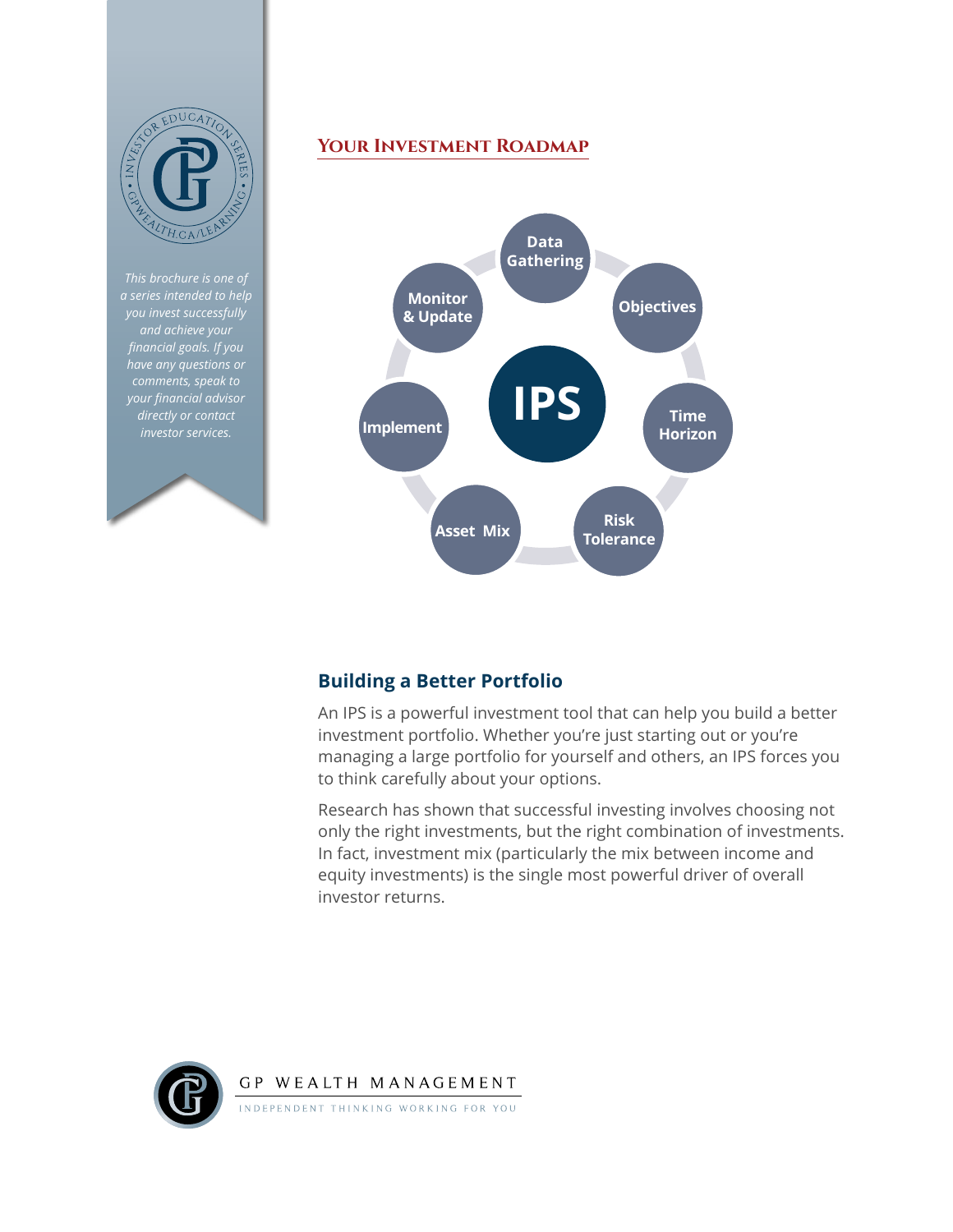*This brochure is one of a series intended to help you invest successfully and achieve your financial goals. If you have any questions or comments, speak to your financial advisor directly or contact investor services.*

## Your Investment Roadmap

IPS

- Data Gathering
- Objectives
- Time Horizon
- Risk Tolerance
- Asset Mix
- Implement
- Monitor & Update

## Building a Better Portfolio

An IPS is a powerful investment tool that can help you build a better investment portfolio. Whether you're just starting out or you're managing a large portfolio for yourself and others, an IPS forces you to think carefully about your options.

Research has shown that successful investing involves choosing not only the right investments, but the right combination of investments. In fact, investment mix (particularly the mix between income and equity investments) is the single most powerful driver of overall investor returns.

GP WEALTH MANAGEMENT

INDEPENDENT THINKING WORKING FOR YOU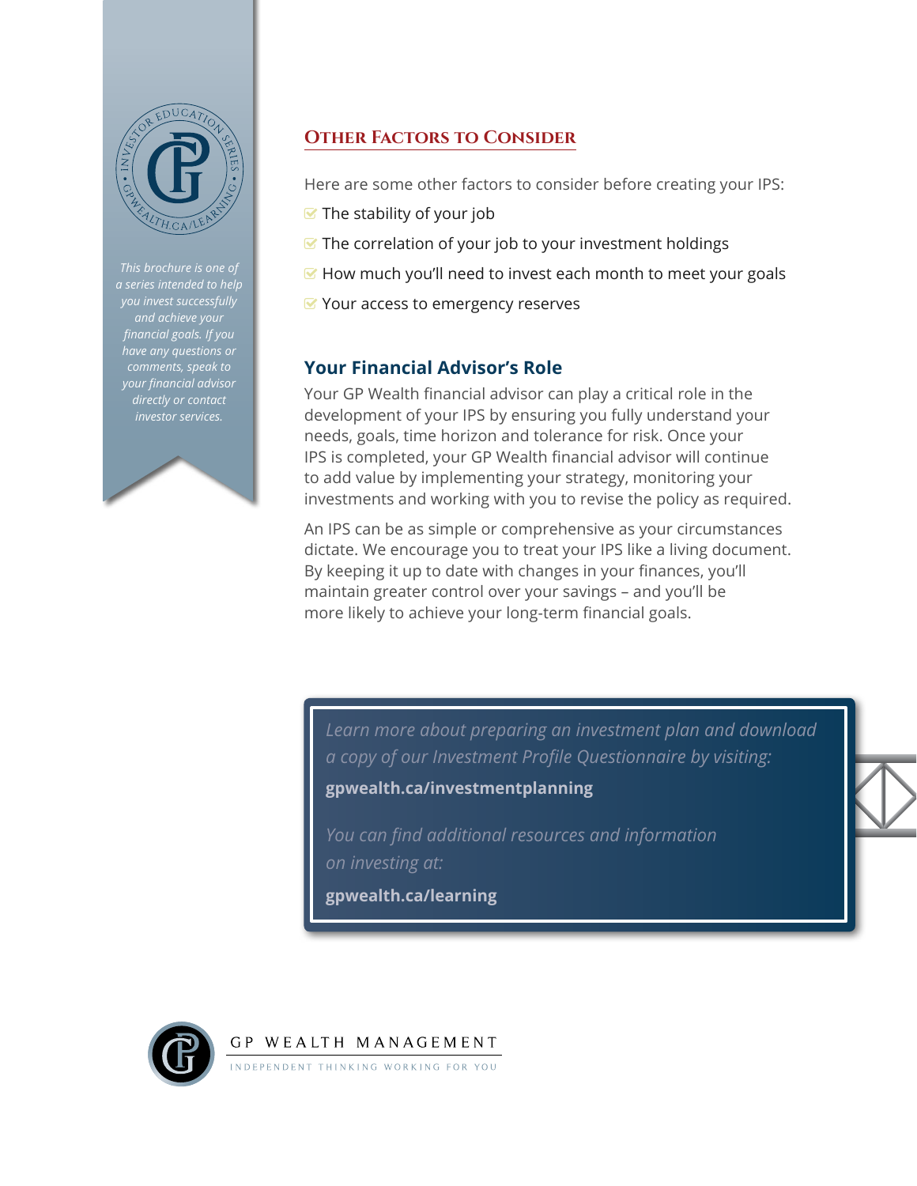*This brochure is one of a series intended to help you invest successfully and achieve your financial goals. If you have any questions or comments, speak to your financial advisor directly or contact investor services.*

## Other Factors to Consider

Here are some other factors to consider before creating your IPS:

- The stability of your job
- The correlation of your job to your investment holdings
- How much you'll need to invest each month to meet your goals
- Your access to emergency reserves

### Your Financial Advisor's Role

Your GP Wealth financial advisor can play a critical role in the development of your IPS by ensuring you fully understand your needs, goals, time horizon and tolerance for risk. Once your IPS is completed, your GP Wealth financial advisor will continue to add value by implementing your strategy, monitoring your investments and working with you to revise the policy as required.

An IPS can be as simple or comprehensive as your circumstances dictate. We encourage you to treat your IPS like a living document. By keeping it up to date with changes in your finances, you'll maintain greater control over your savings – and you'll be more likely to achieve your long-term financial goals.

*Learn more about preparing an investment plan and download a copy of our Investment Profile Questionnaire by visiting:*

**gpwealth.ca/investmentplanning**

*You can find additional resources and information on investing at:*

**gpwealth.ca/learning**

GP WEALTH MANAGEMENT

INDEPENDENT THINKING WORKING FOR YOU